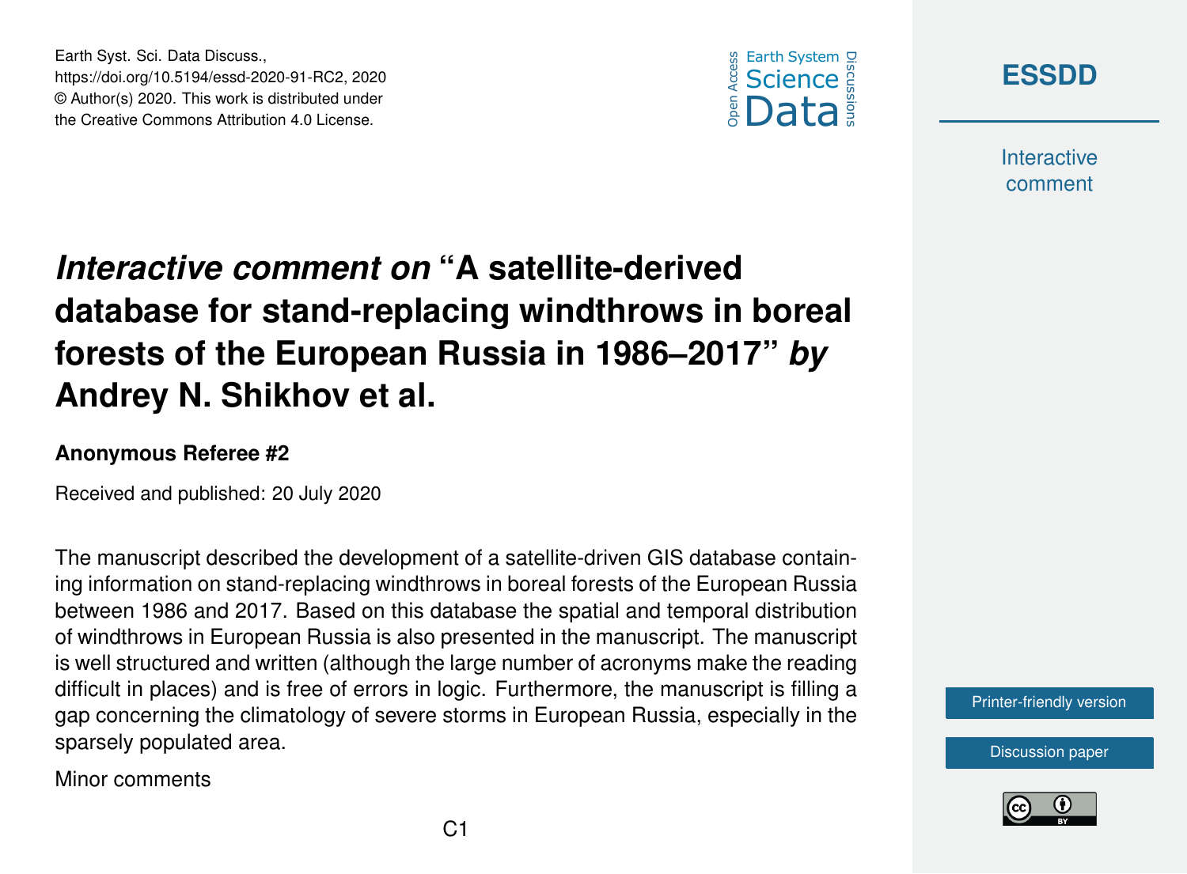# *Interactive comment on* "A satellite-derived database for stand-replacing windthrows in boreal forests of the European Russia in 1986–2017" *by* Andrey N. Shikhov et al.

**Anonymous Referee #2**

Received and published: 20 July 2020

The manuscript described the development of a satellite-driven GIS database containing information on stand-replacing windthrows in boreal forests of the European Russia between 1986 and 2017. Based on this database the spatial and temporal distribution of windthrows in European Russia is also presented in the manuscript. The manuscript is well structured and written (although the large number of acronyms make the reading difficult in places) and is free of errors in logic. Furthermore, the manuscript is filling a gap concerning the climatology of severe storms in European Russia, especially in the sparsely populated area.

Minor comments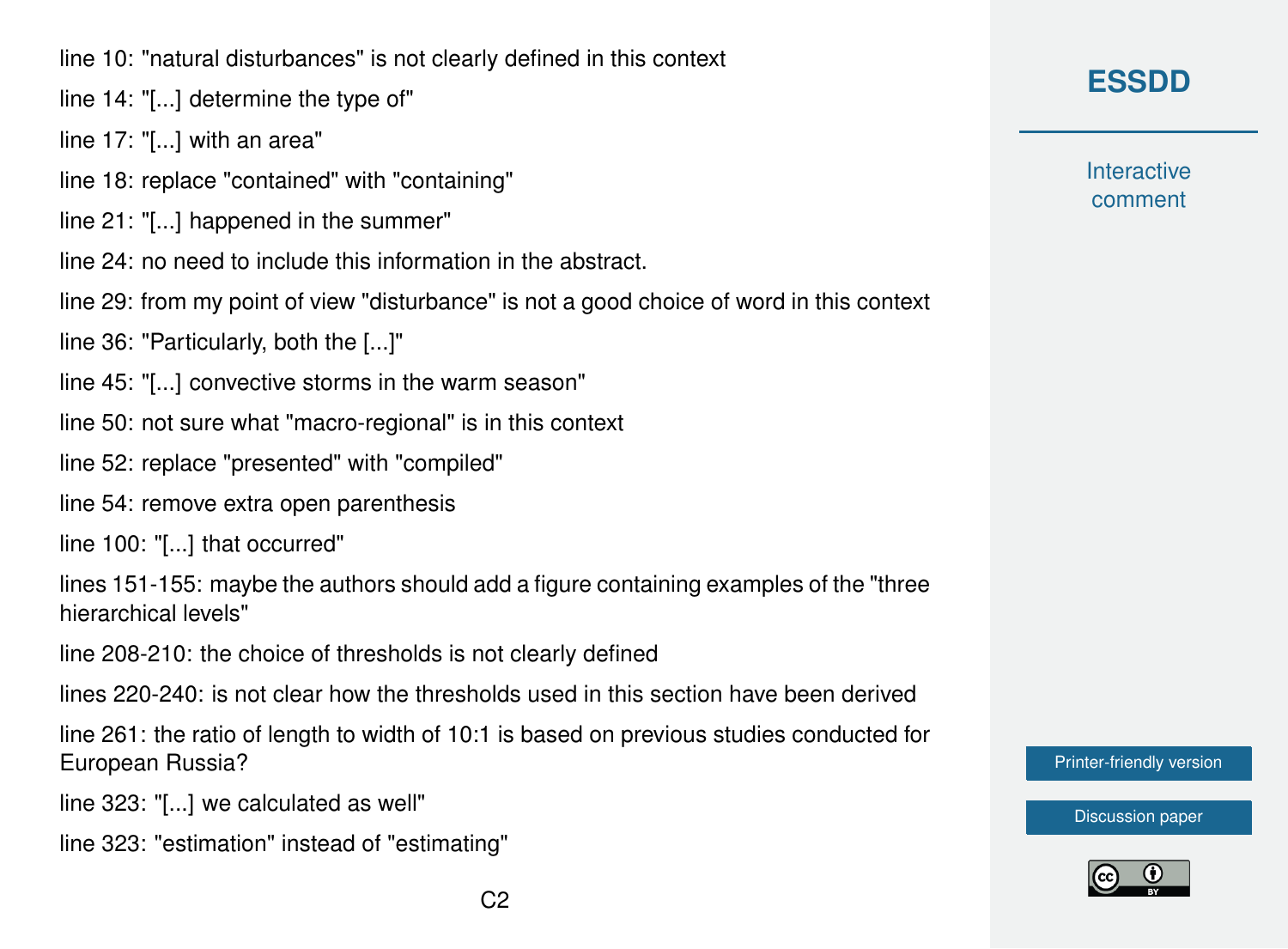line 10: "natural disturbances" is not clearly defined in this context

line 14: "[...] determine the type of"

line 17: "[...] with an area"

line 18: replace "contained" with "containing"

line 21: "[...] happened in the summer"

line 24: no need to include this information in the abstract.

line 29: from my point of view "disturbance" is not a good choice of word in this context

line 36: "Particularly, both the [...]"

line 45: "[...] convective storms in the warm season"

line 50: not sure what "macro-regional" is in this context

line 52: replace "presented" with "compiled"

line 54: remove extra open parenthesis

line 100: "[...] that occurred"

lines 151-155: maybe the authors should add a figure containing examples of the "three hierarchical levels"

line 208-210: the choice of thresholds is not clearly defined

lines 220-240: is not clear how the thresholds used in this section have been derived

line 261: the ratio of length to width of 10:1 is based on previous studies conducted for European Russia?

line 323: "[...] we calculated as well"

line 323: "estimation" instead of "estimating"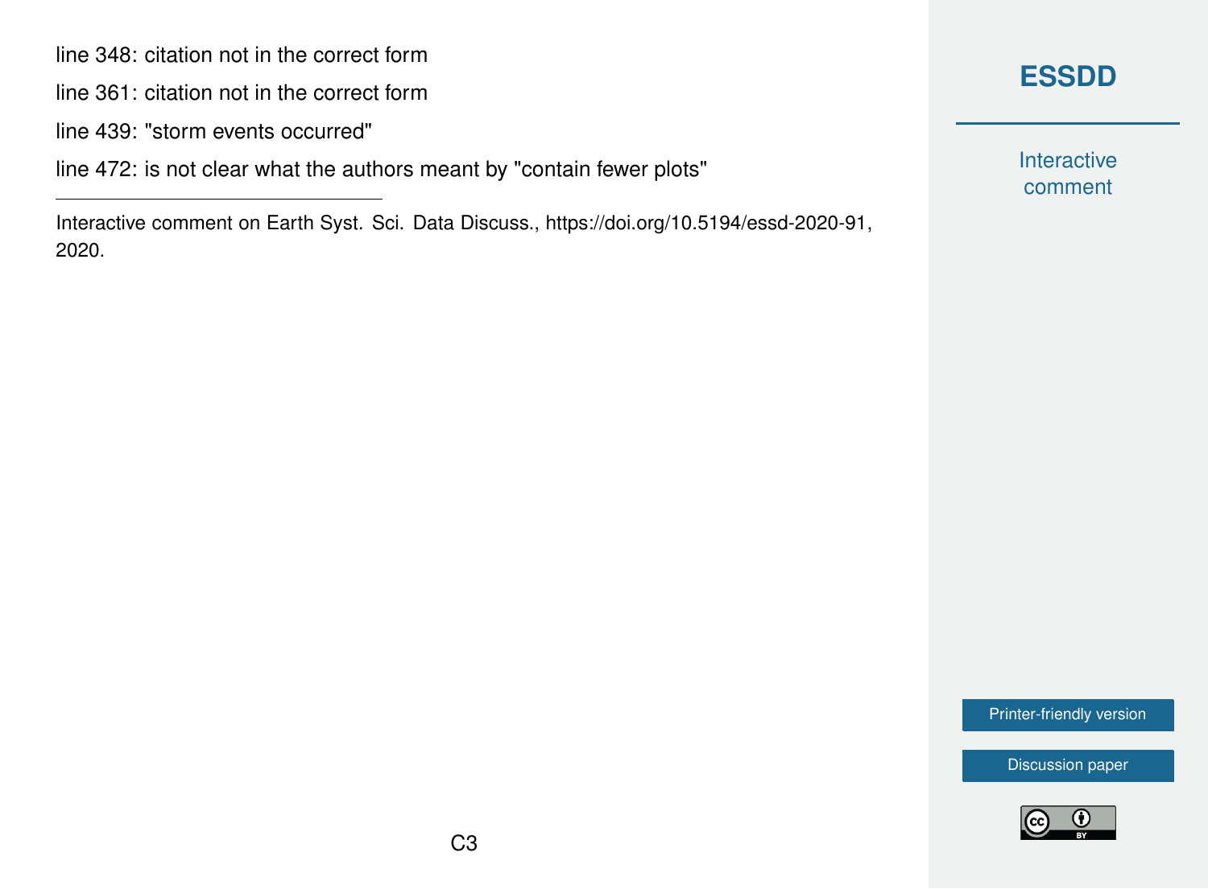line 348: citation not in the correct form

line 361: citation not in the correct form

line 439: "storm events occurred"

line 472: is not clear what the authors meant by "contain fewer plots"

---

Interactive comment on Earth Syst. Sci. Data Discuss., https://doi.org/10.5194/essd-2020-91, 2020.